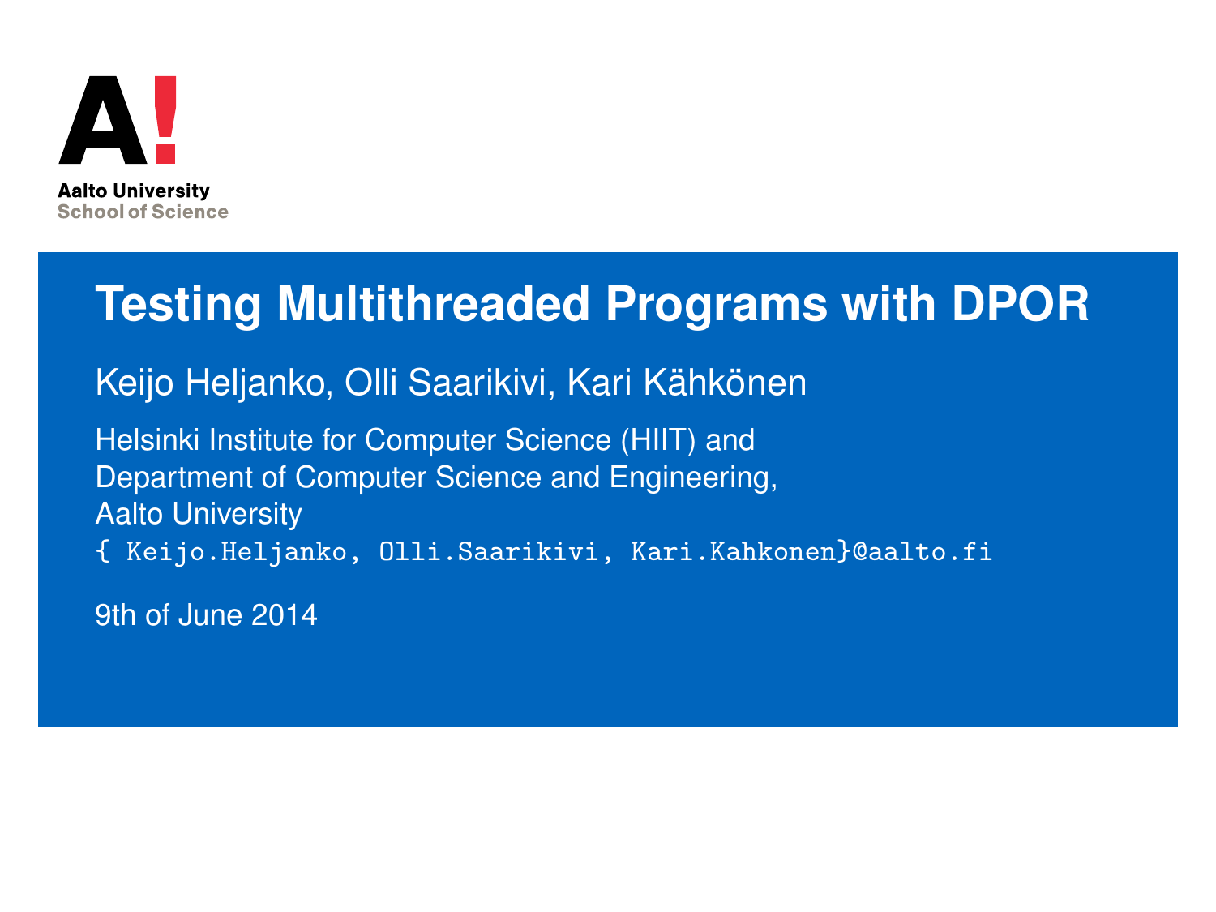Aalto University
School of Science

# Testing Multithreaded Programs with DPOR

Keijo Heljanko, Olli Saarikivi, Kari Kähkönen

Helsinki Institute for Computer Science (HIIT) and
Department of Computer Science and Engineering,
Aalto University
{ Keijo.Heljanko, Olli.Saarikivi, Kari.Kahkonen}@aalto.fi

9th of June 2014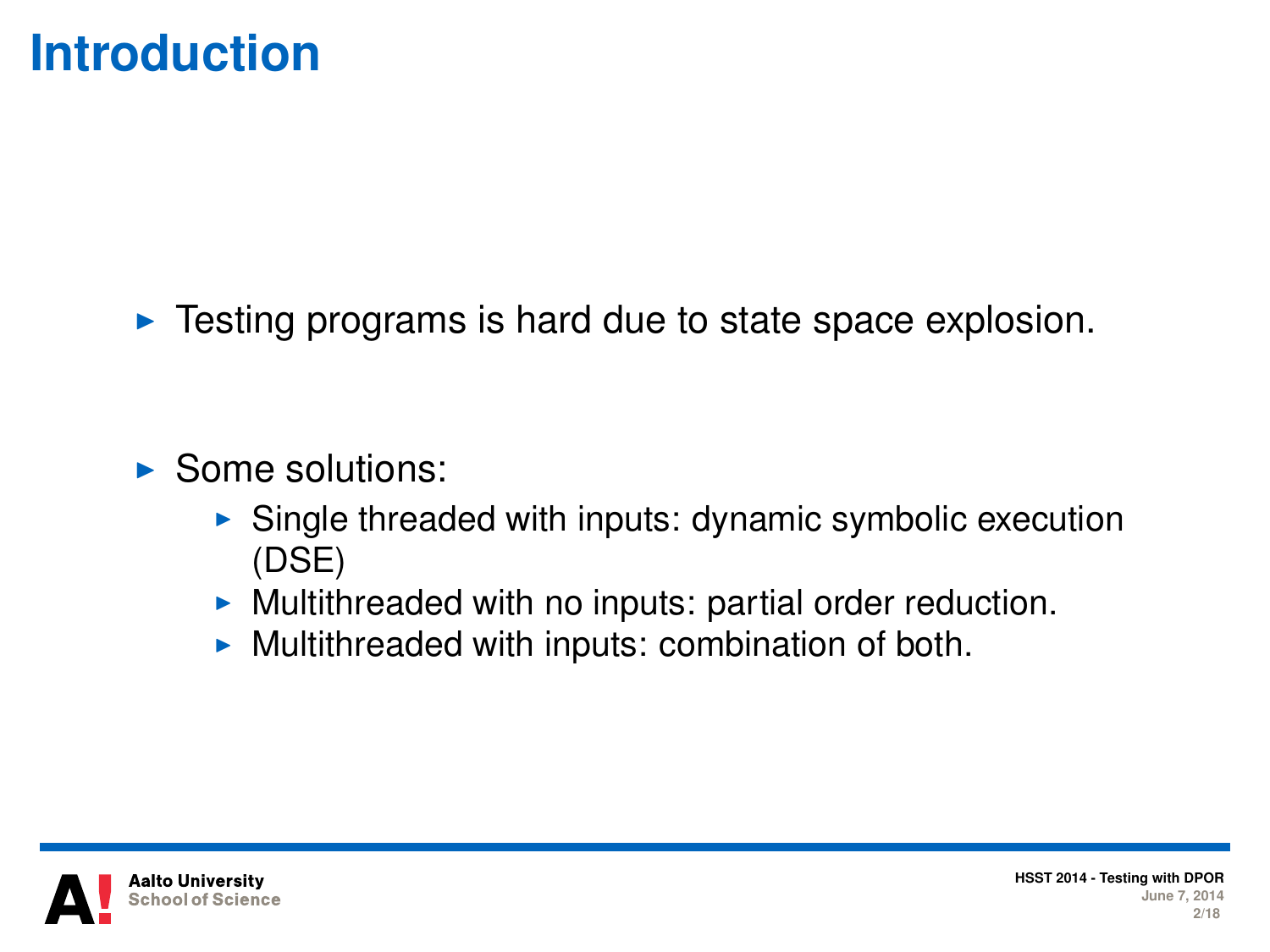# Introduction

- Testing programs is hard due to state space explosion.

- Some solutions:
  - Single threaded with inputs: dynamic symbolic execution (DSE)
  - Multithreaded with no inputs: partial order reduction.
  - Multithreaded with inputs: combination of both.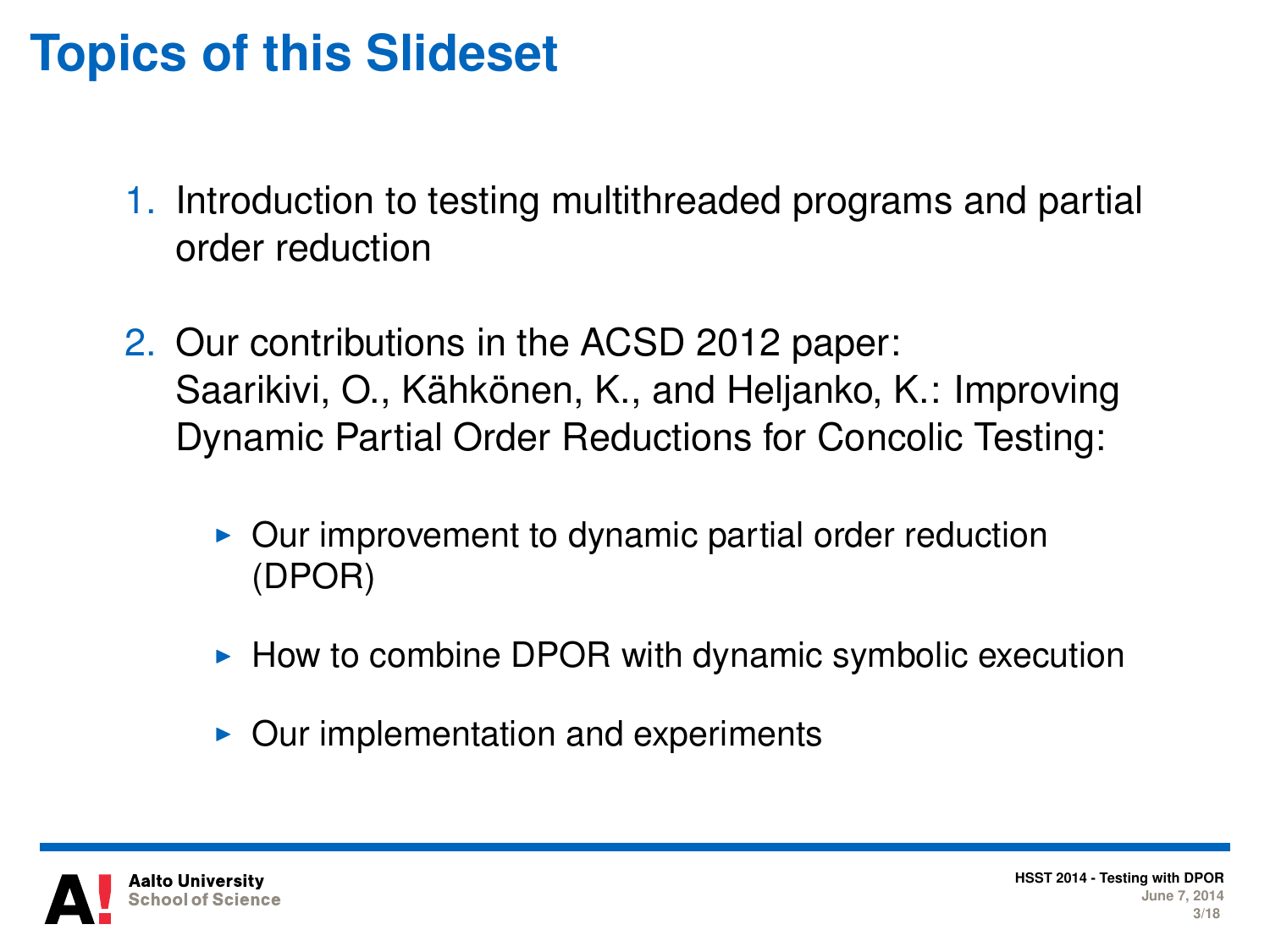# Topics of this Slideset

1. Introduction to testing multithreaded programs and partial order reduction

2. Our contributions in the ACSD 2012 paper:
   Saarikivi, O., Kähkönen, K., and Heljanko, K.: Improving Dynamic Partial Order Reductions for Concolic Testing:

   - Our improvement to dynamic partial order reduction (DPOR)
   - How to combine DPOR with dynamic symbolic execution
   - Our implementation and experiments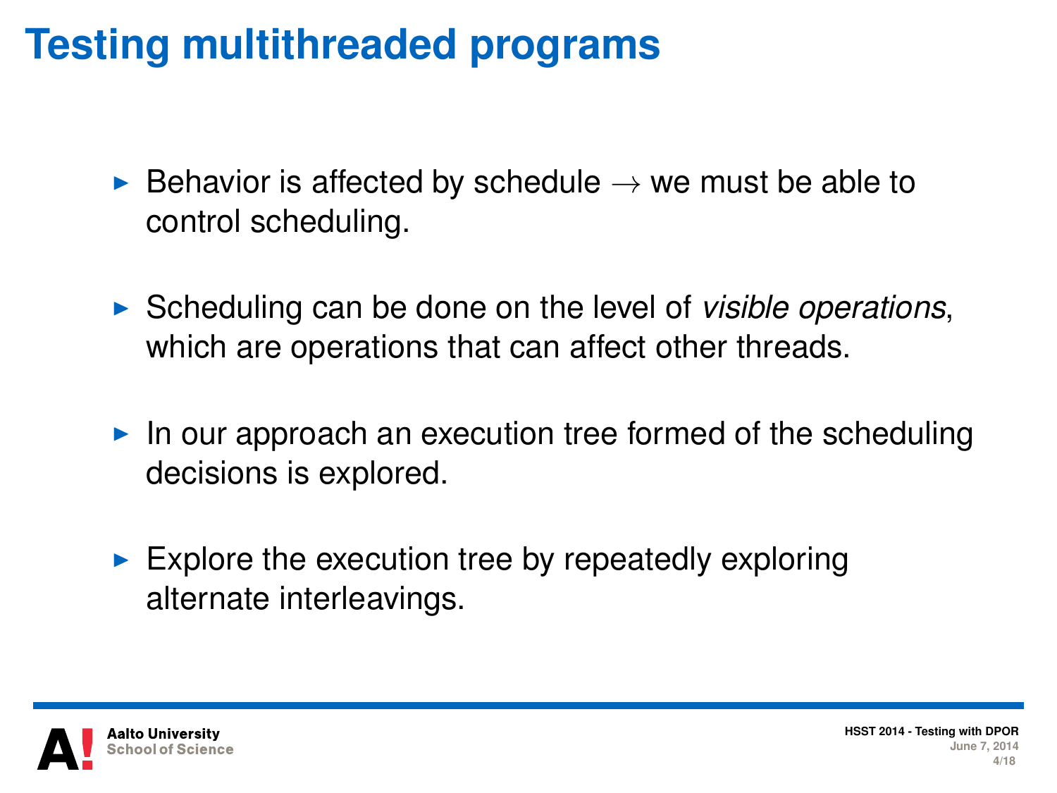# Testing multithreaded programs

- Behavior is affected by schedule $\rightarrow$ we must be able to control scheduling.
- Scheduling can be done on the level of *visible operations*, which are operations that can affect other threads.
- In our approach an execution tree formed of the scheduling decisions is explored.
- Explore the execution tree by repeatedly exploring alternate interleavings.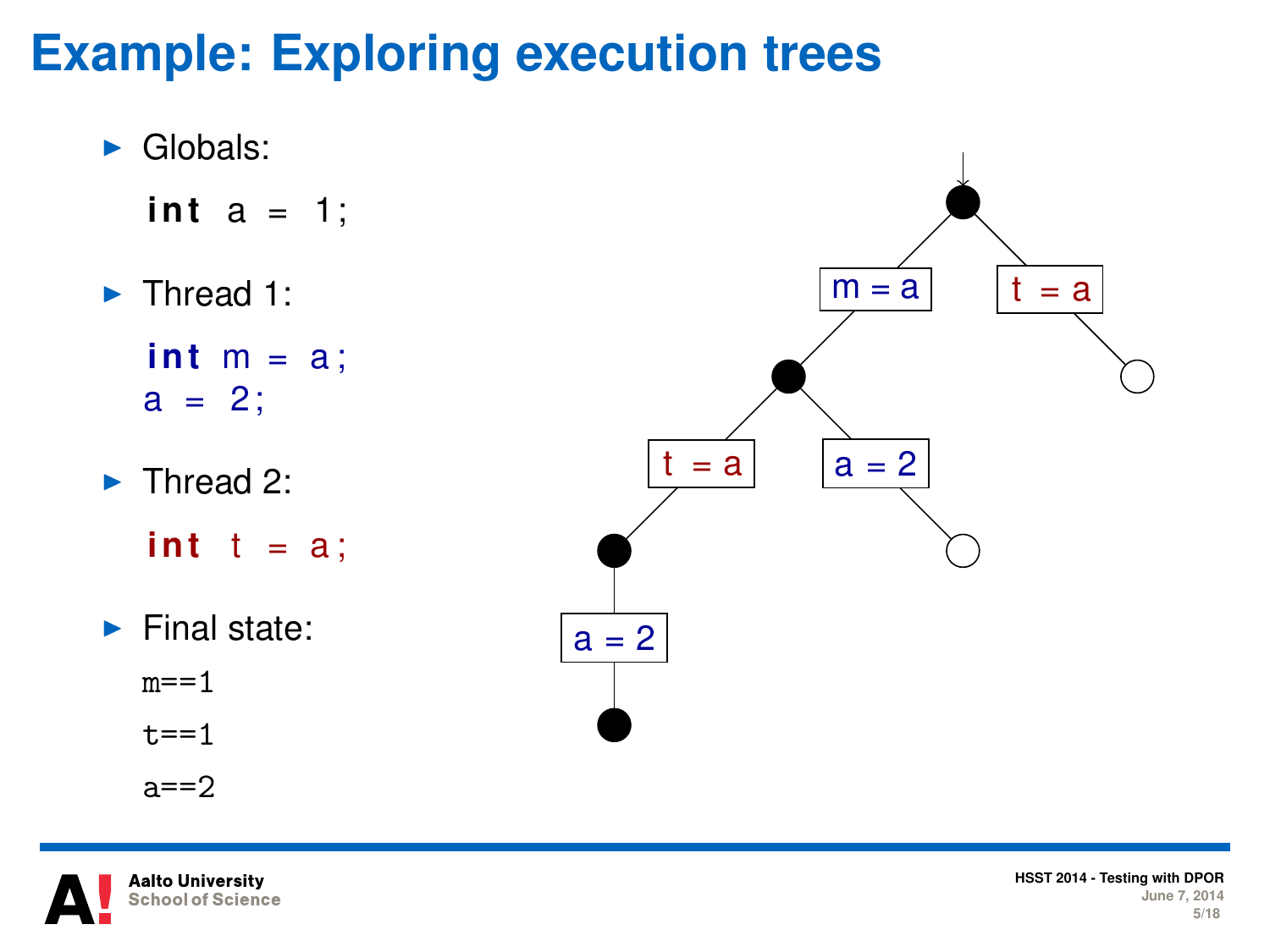# Example: Exploring execution trees

- Globals:

```
int a = 1;
```

- Thread 1:

```
int m = a;
a = 2;
```

- Thread 2:

```
int t = a;
```

- Final state:

  m==1

  t==1

  a==2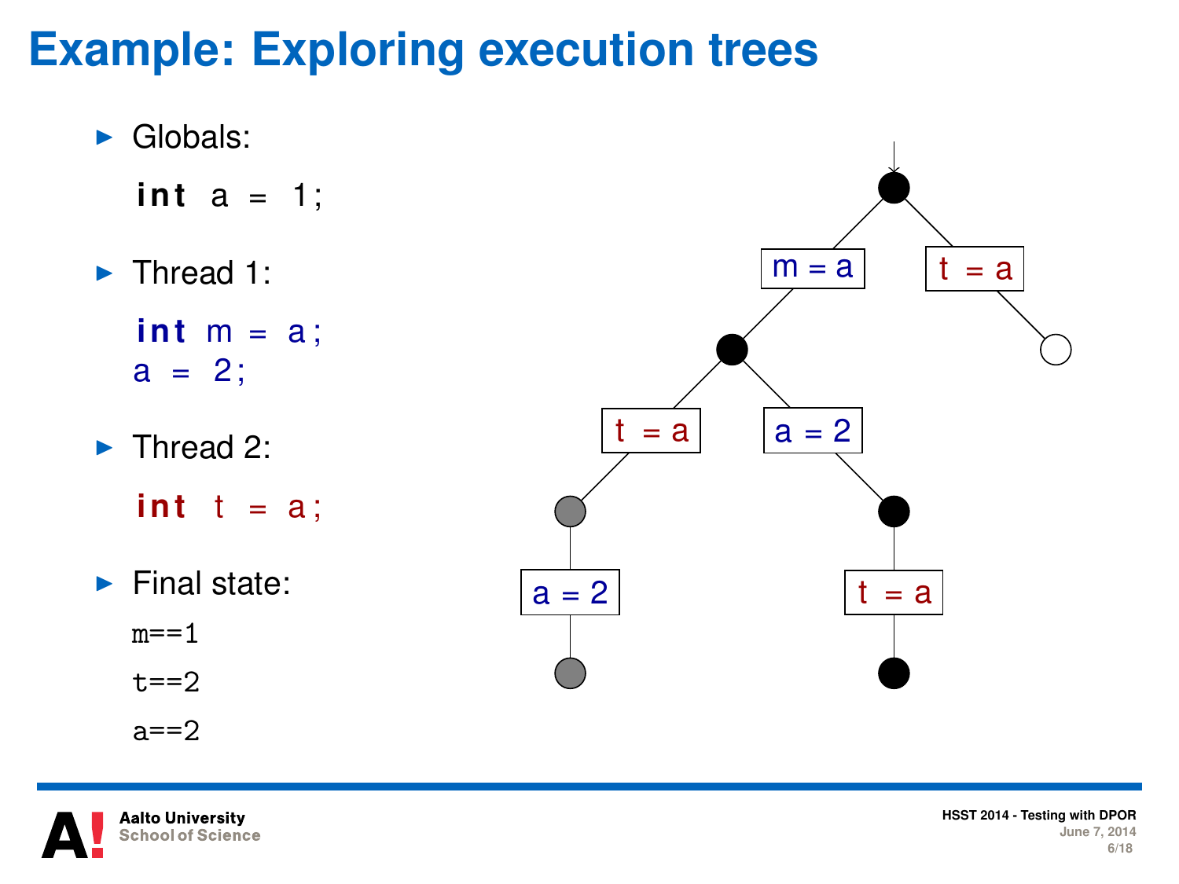# Example: Exploring execution trees

- Globals:

```
int a = 1;
```

- Thread 1:

```
int m = a;
a = 2;
```

- Thread 2:

```
int t = a;
```

- Final state:

  m==1

  t==2

  a==2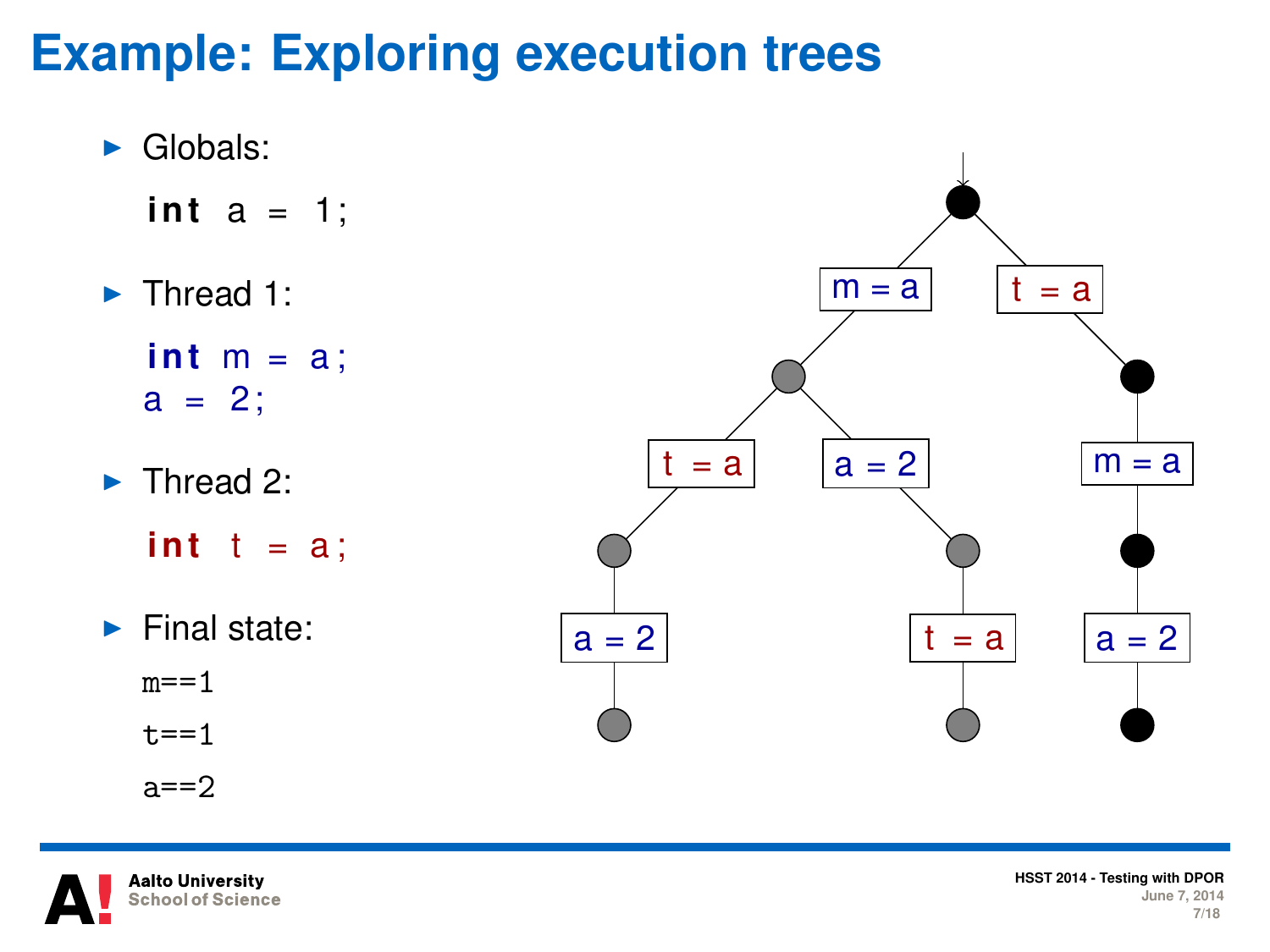# Example: Exploring execution trees

- Globals:

```
int a = 1;
```

- Thread 1:

```
int m = a;
a = 2;
```

- Thread 2:

```
int t = a;
```

- Final state:

  m==1

  t==1

  a==2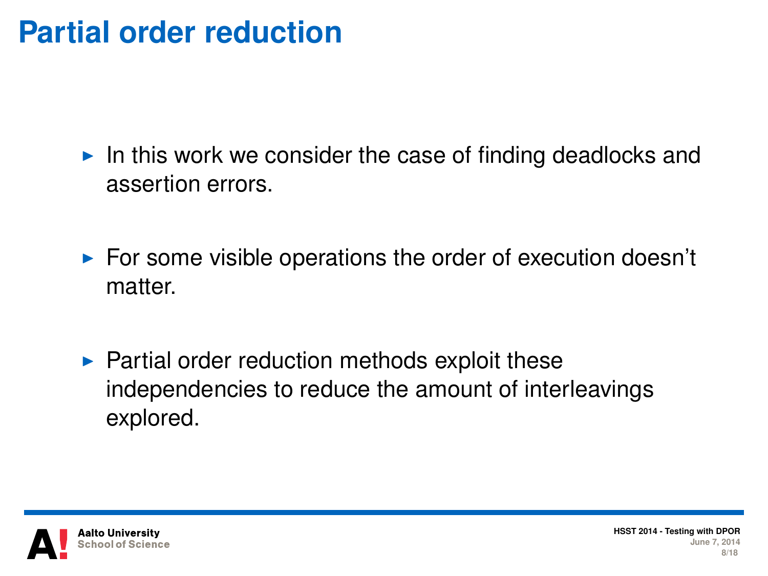# Partial order reduction

- In this work we consider the case of finding deadlocks and assertion errors.
- For some visible operations the order of execution doesn't matter.
- Partial order reduction methods exploit these independencies to reduce the amount of interleavings explored.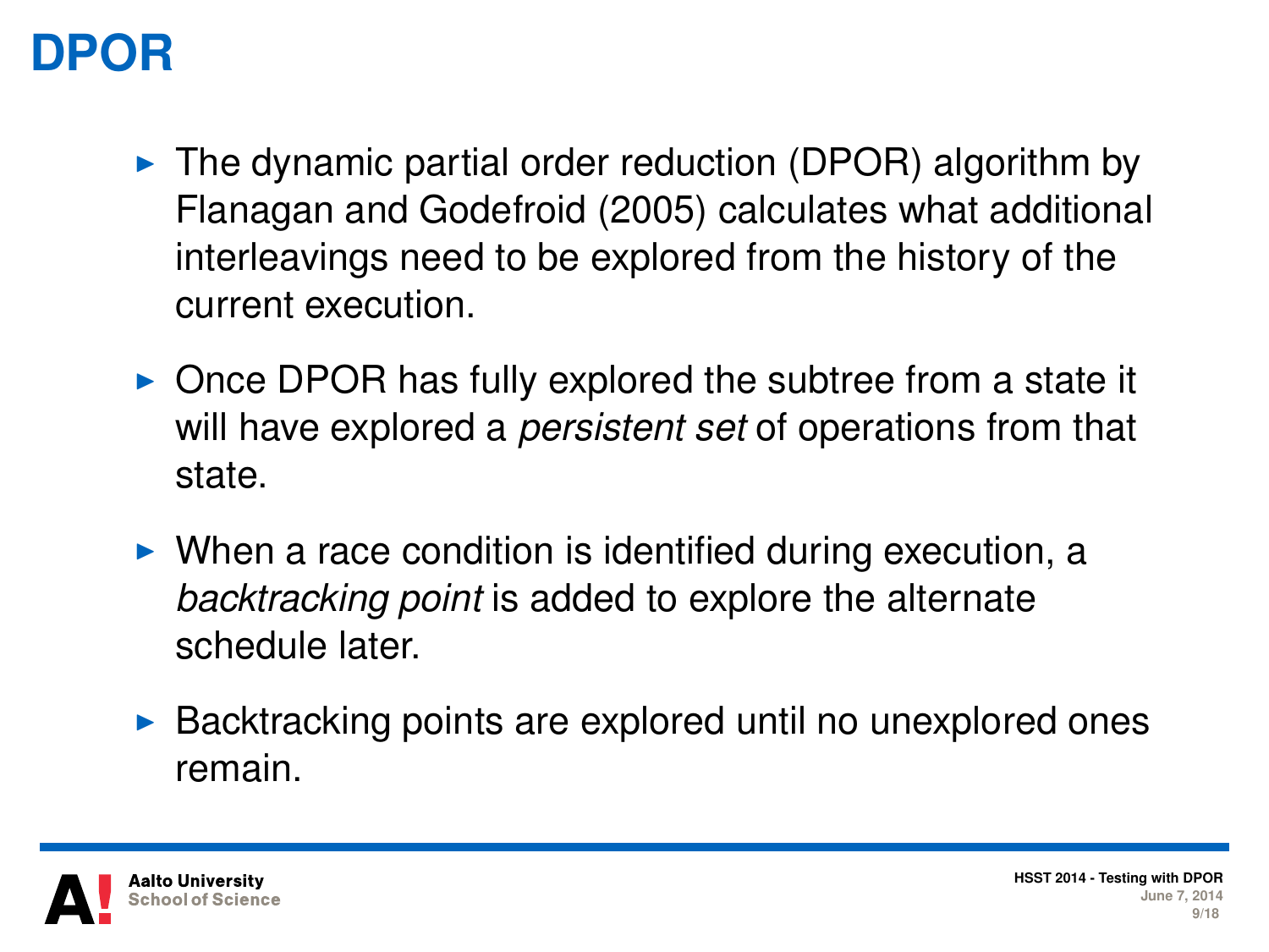# DPOR

- The dynamic partial order reduction (DPOR) algorithm by Flanagan and Godefroid (2005) calculates what additional interleavings need to be explored from the history of the current execution.
- Once DPOR has fully explored the subtree from a state it will have explored a *persistent set* of operations from that state.
- When a race condition is identified during execution, a *backtracking point* is added to explore the alternate schedule later.
- Backtracking points are explored until no unexplored ones remain.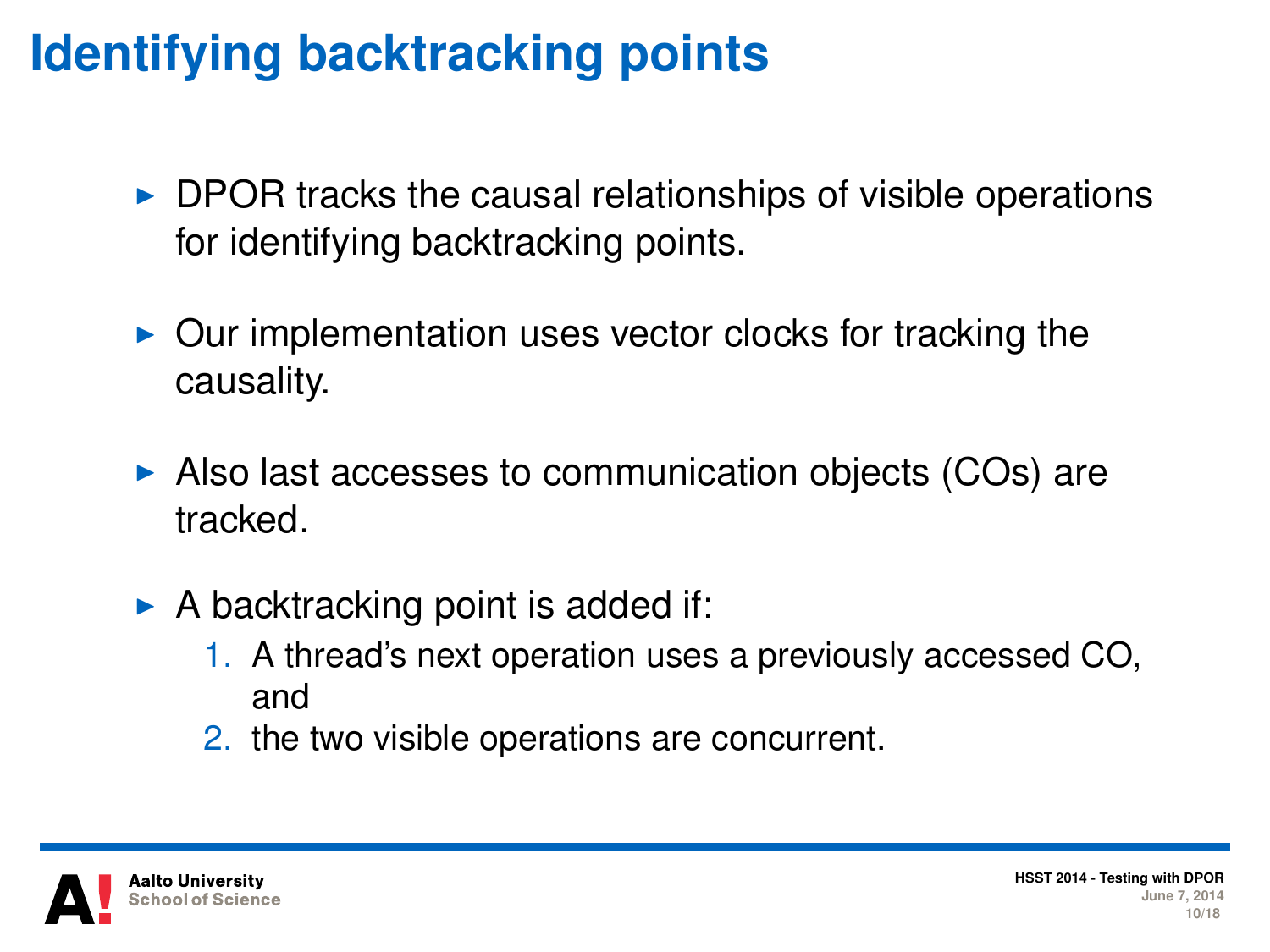# Identifying backtracking points

- DPOR tracks the causal relationships of visible operations for identifying backtracking points.
- Our implementation uses vector clocks for tracking the causality.
- Also last accesses to communication objects (COs) are tracked.
- A backtracking point is added if:
  1. A thread's next operation uses a previously accessed CO, and
  2. the two visible operations are concurrent.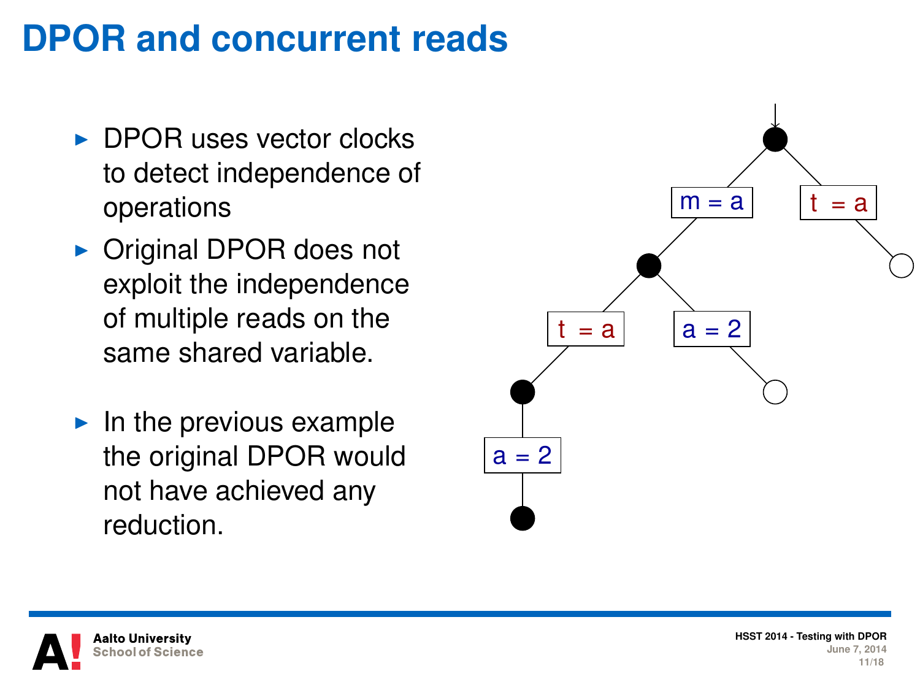# DPOR and concurrent reads

- DPOR uses vector clocks to detect independence of operations
- Original DPOR does not exploit the independence of multiple reads on the same shared variable.
- In the previous example the original DPOR would not have achieved any reduction.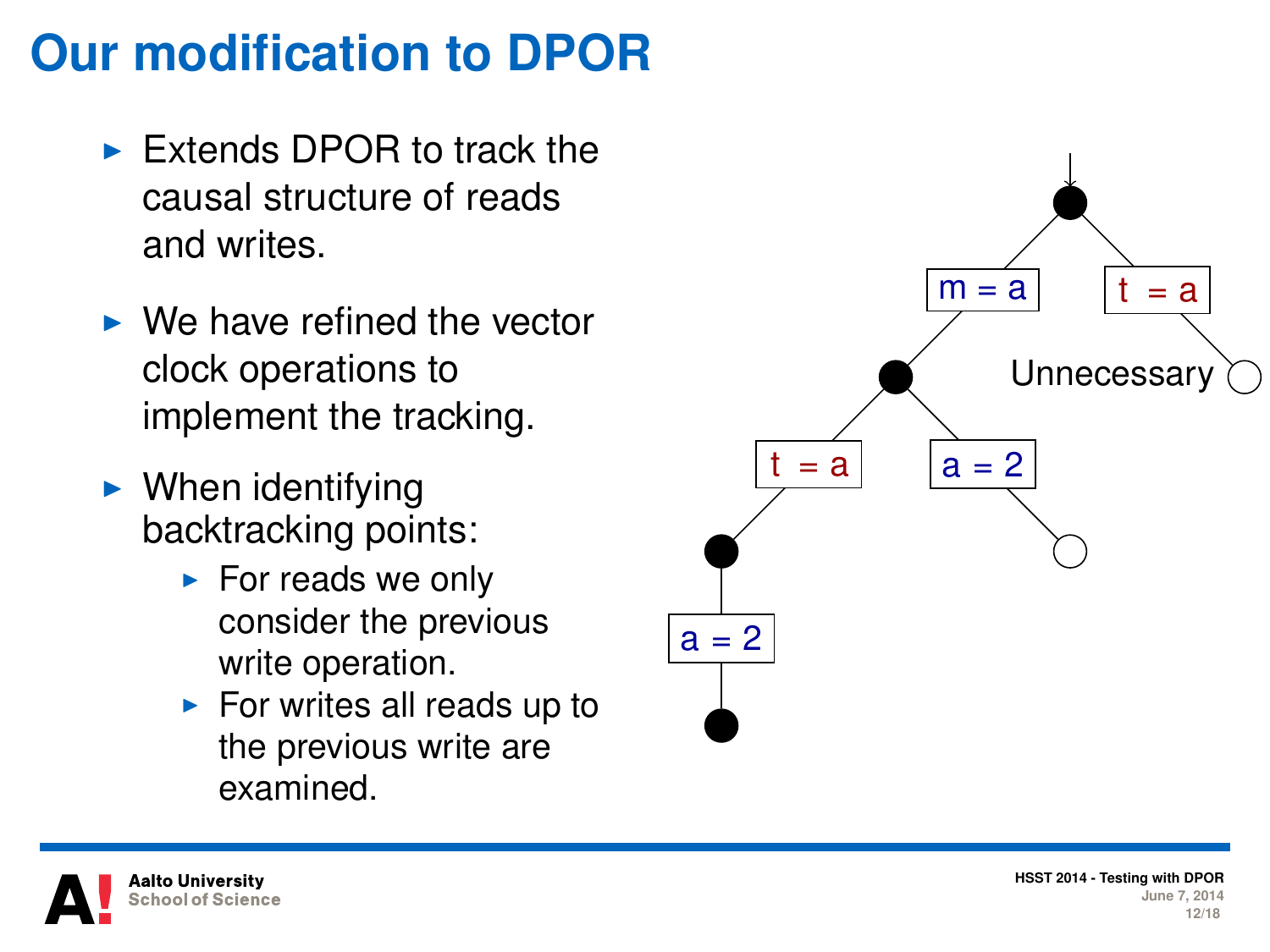# Our modification to DPOR

- Extends DPOR to track the causal structure of reads and writes.
- We have refined the vector clock operations to implement the tracking.
- When identifying backtracking points:
  - For reads we only consider the previous write operation.
  - For writes all reads up to the previous write are examined.

m = a

t = a

Unnecessary

t = a

a = 2

a = 2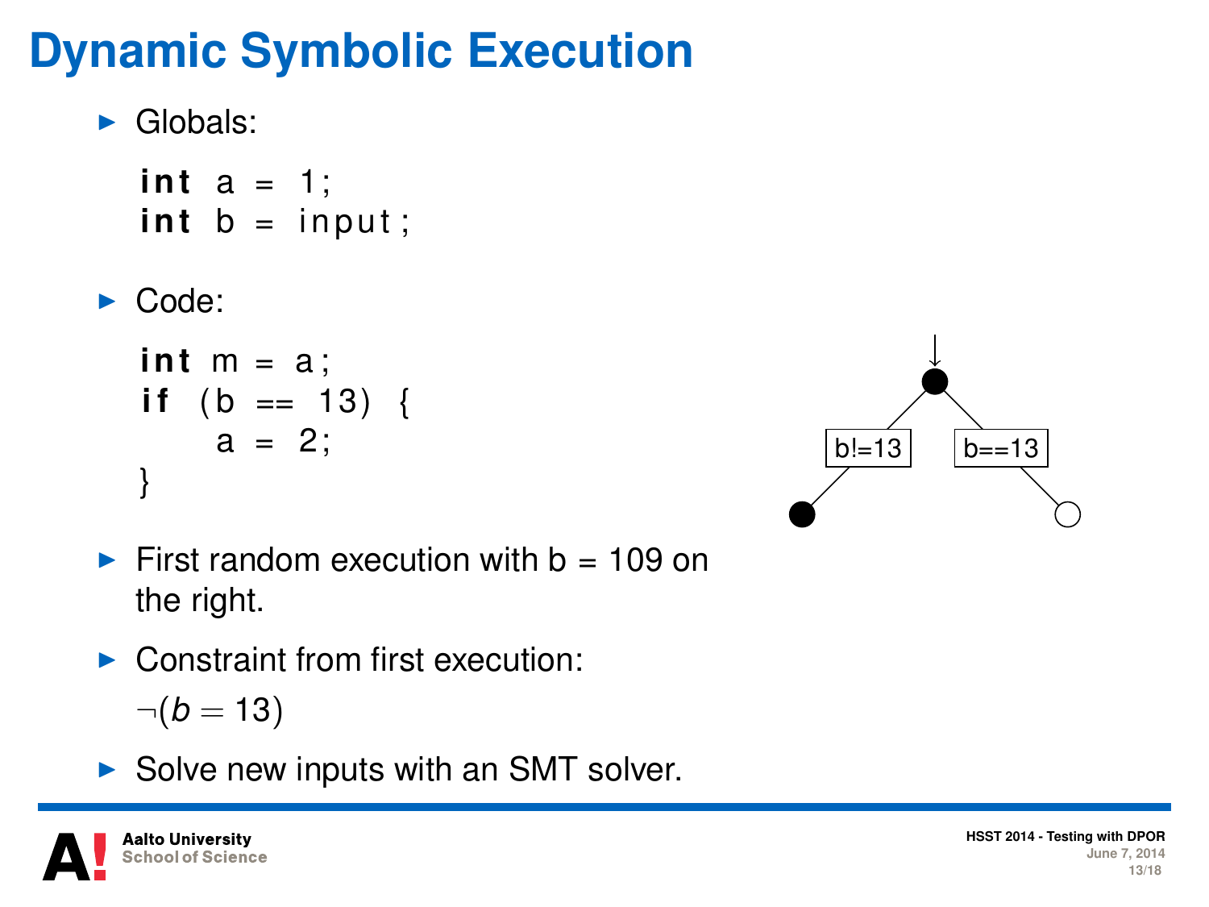# Dynamic Symbolic Execution

- Globals:

```
int a = 1;
int b = input;
```

- Code:

```
int m = a;
if (b == 13) {
    a = 2;
}
```

- First random execution with b = 109 on the right.
- Constraint from first execution:

  $\neg(b = 13)$

- Solve new inputs with an SMT solver.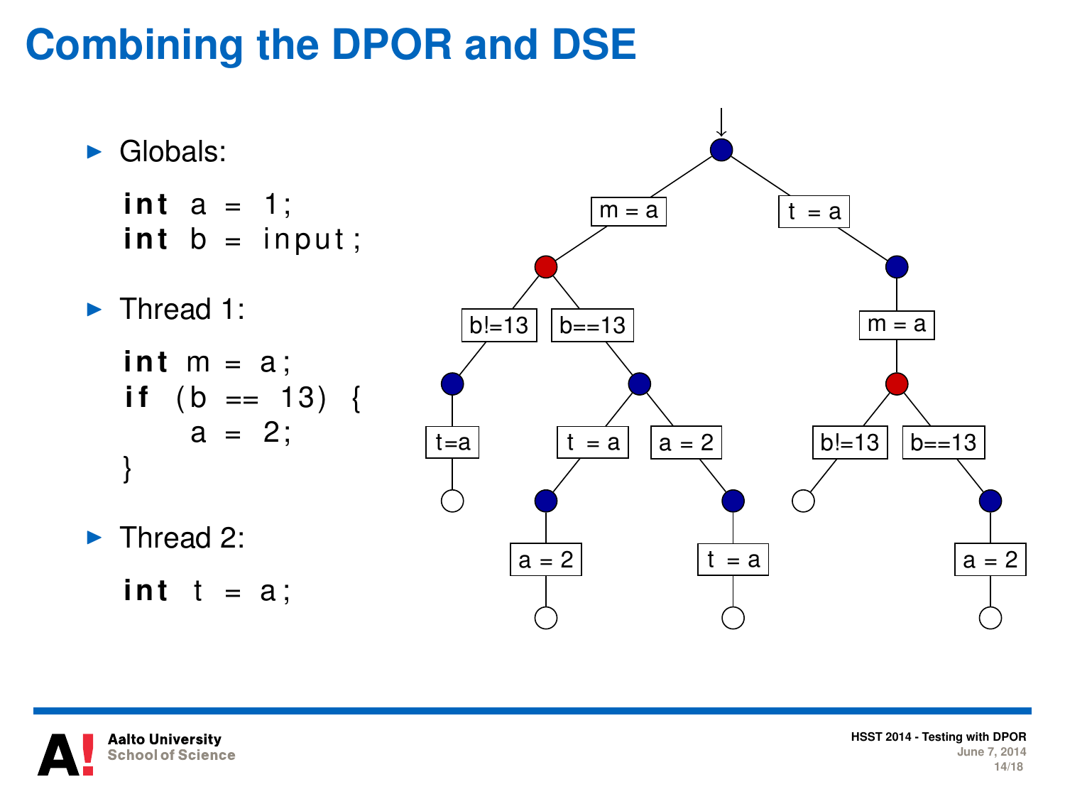# Combining the DPOR and DSE

- Globals:

```
int a = 1;
int b = input;
```

- Thread 1:

```
int m = a;
if (b == 13) {
    a = 2;
}
```

- Thread 2:

```
int t = a;
```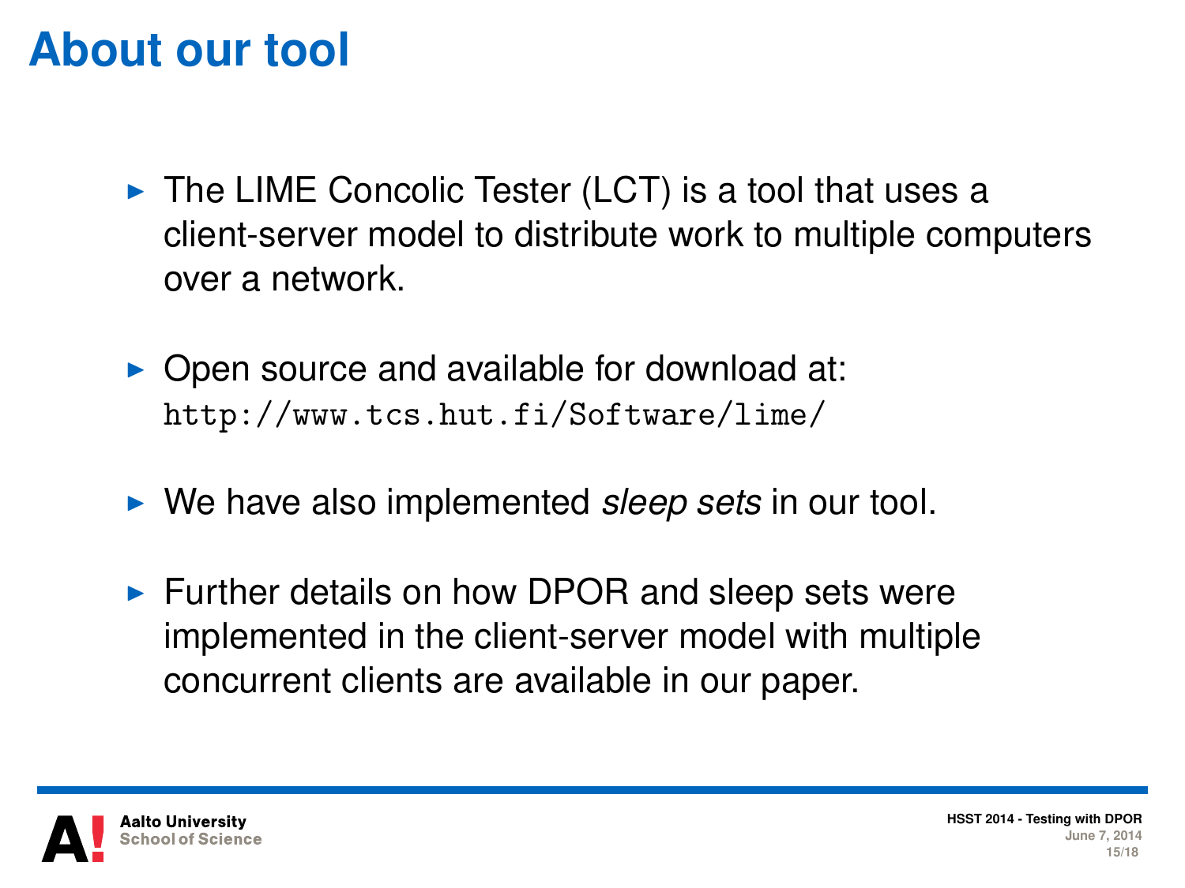# About our tool

- The LIME Concolic Tester (LCT) is a tool that uses a client-server model to distribute work to multiple computers over a network.
- Open source and available for download at: `http://www.tcs.hut.fi/Software/lime/`
- We have also implemented *sleep sets* in our tool.
- Further details on how DPOR and sleep sets were implemented in the client-server model with multiple concurrent clients are available in our paper.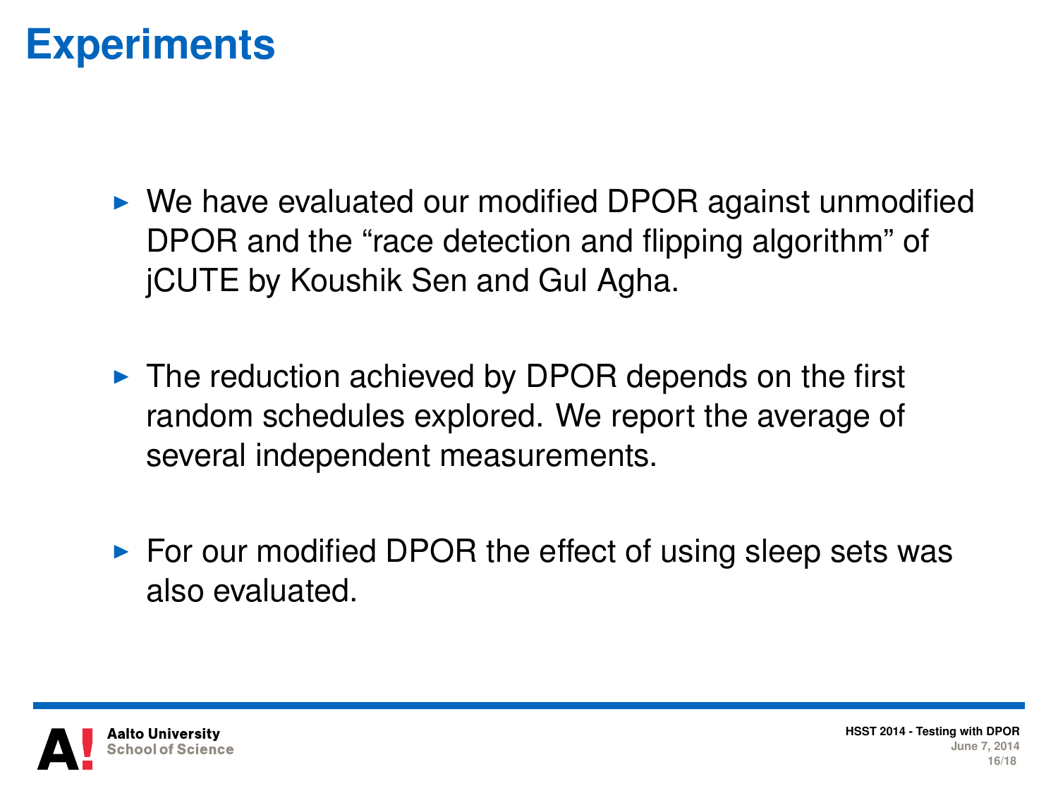# Experiments

- We have evaluated our modified DPOR against unmodified DPOR and the "race detection and flipping algorithm" of jCUTE by Koushik Sen and Gul Agha.
- The reduction achieved by DPOR depends on the first random schedules explored. We report the average of several independent measurements.
- For our modified DPOR the effect of using sleep sets was also evaluated.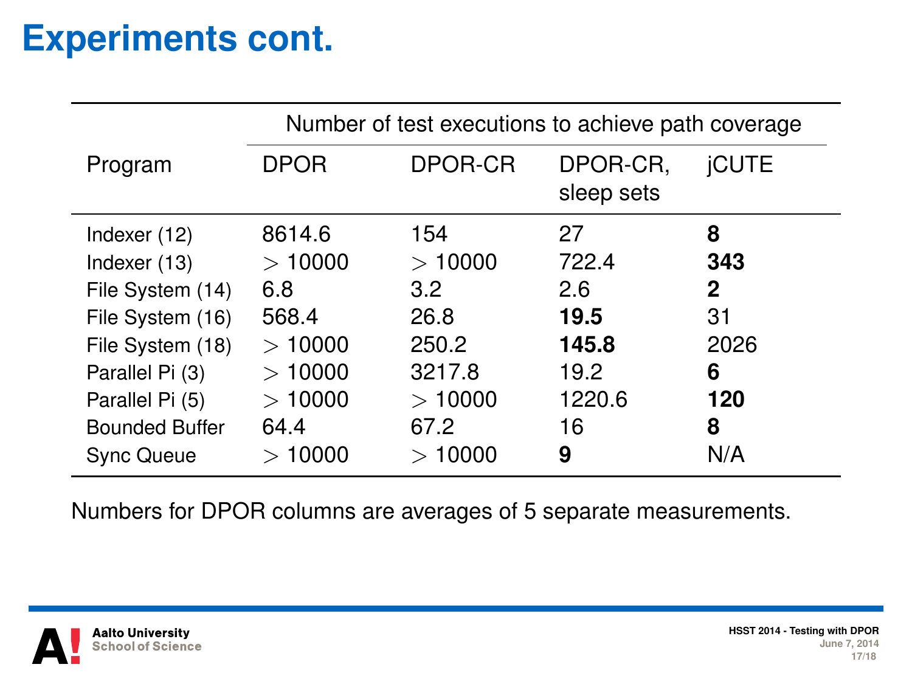# Experiments cont.

| Program | Number of test executions to achieve path coverage | | | |
|---|---|---|---|---|
| | DPOR | DPOR-CR | DPOR-CR, sleep sets | jCUTE |
| Indexer (12) | 8614.6 | 154 | 27 | **8** |
| Indexer (13) | $> 10000$ | $> 10000$ | 722.4 | **343** |
| File System (14) | 6.8 | 3.2 | 2.6 | **2** |
| File System (16) | 568.4 | 26.8 | **19.5** | 31 |
| File System (18) | $> 10000$ | 250.2 | **145.8** | 2026 |
| Parallel Pi (3) | $> 10000$ | 3217.8 | 19.2 | **6** |
| Parallel Pi (5) | $> 10000$ | $> 10000$ | 1220.6 | **120** |
| Bounded Buffer | 64.4 | 67.2 | 16 | **8** |
| Sync Queue | $> 10000$ | $> 10000$ | **9** | N/A |

Numbers for DPOR columns are averages of 5 separate measurements.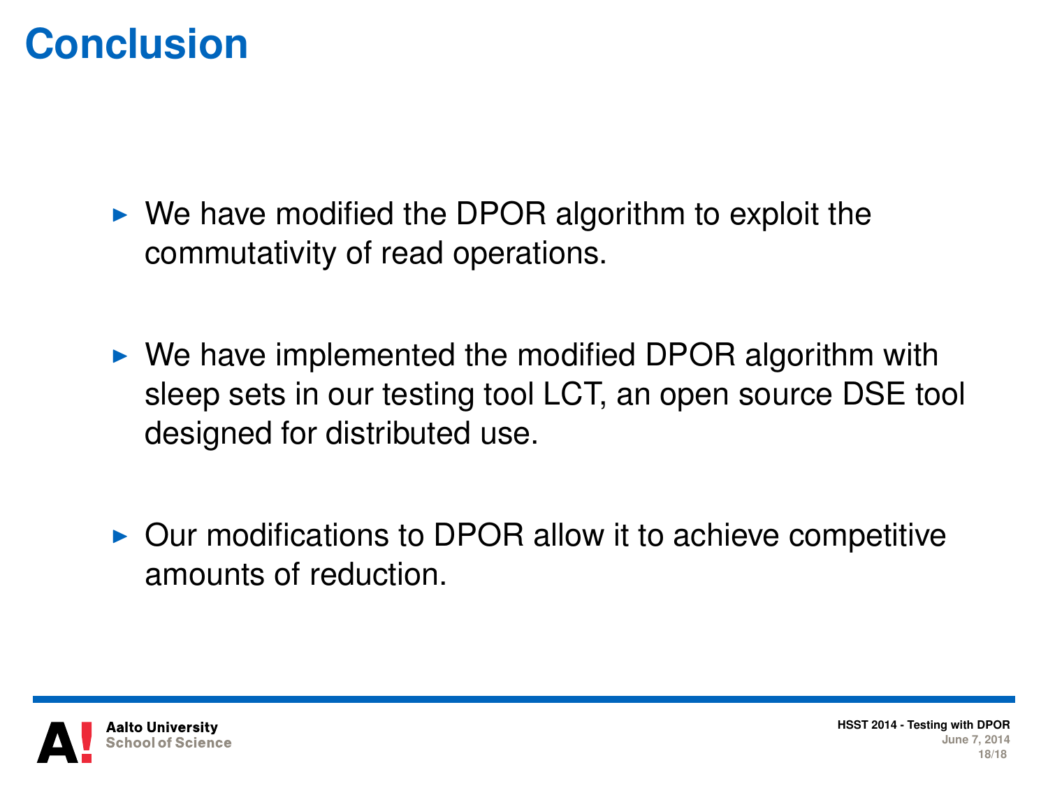# Conclusion

- We have modified the DPOR algorithm to exploit the commutativity of read operations.
- We have implemented the modified DPOR algorithm with sleep sets in our testing tool LCT, an open source DSE tool designed for distributed use.
- Our modifications to DPOR allow it to achieve competitive amounts of reduction.